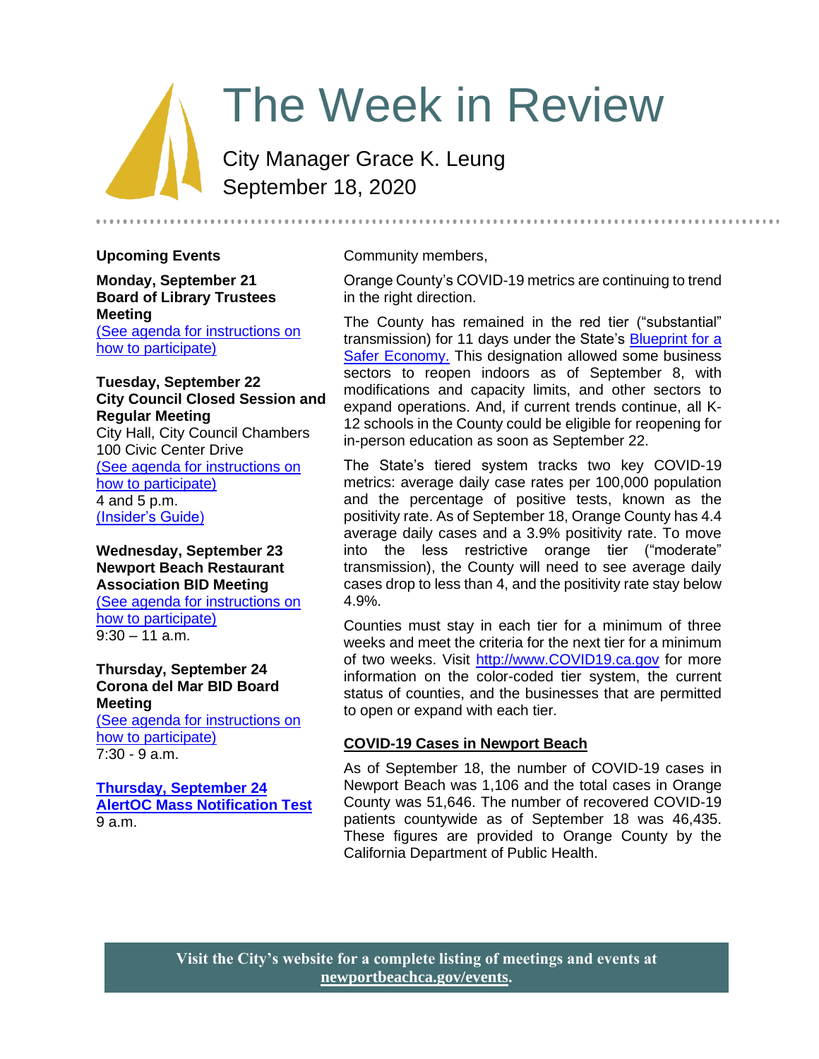# The Week in Review

City Manager Grace K. Leung
September 18, 2020

## Upcoming Events

**Monday, September 21**
**Board of Library Trustees Meeting**
(See agenda for instructions on how to participate)

**Tuesday, September 22**
**City Council Closed Session and Regular Meeting**
City Hall, City Council Chambers
100 Civic Center Drive
(See agenda for instructions on how to participate)
4 and 5 p.m.
(Insider's Guide)

**Wednesday, September 23**
**Newport Beach Restaurant Association BID Meeting**
(See agenda for instructions on how to participate)
9:30 – 11 a.m.

**Thursday, September 24**
**Corona del Mar BID Board Meeting**
(See agenda for instructions on how to participate)
7:30 - 9 a.m.

**Thursday, September 24**
**AlertOC Mass Notification Test**
9 a.m.

Community members,

Orange County's COVID-19 metrics are continuing to trend in the right direction.

The County has remained in the red tier ("substantial" transmission) for 11 days under the State's Blueprint for a Safer Economy. This designation allowed some business sectors to reopen indoors as of September 8, with modifications and capacity limits, and other sectors to expand operations. And, if current trends continue, all K-12 schools in the County could be eligible for reopening for in-person education as soon as September 22.

The State's tiered system tracks two key COVID-19 metrics: average daily case rates per 100,000 population and the percentage of positive tests, known as the positivity rate. As of September 18, Orange County has 4.4 average daily cases and a 3.9% positivity rate. To move into the less restrictive orange tier ("moderate" transmission), the County will need to see average daily cases drop to less than 4, and the positivity rate stay below 4.9%.

Counties must stay in each tier for a minimum of three weeks and meet the criteria for the next tier for a minimum of two weeks. Visit http://www.COVID19.ca.gov for more information on the color-coded tier system, the current status of counties, and the businesses that are permitted to open or expand with each tier.

### COVID-19 Cases in Newport Beach

As of September 18, the number of COVID-19 cases in Newport Beach was 1,106 and the total cases in Orange County was 51,646. The number of recovered COVID-19 patients countywide as of September 18 was 46,435. These figures are provided to Orange County by the California Department of Public Health.

**Visit the City's website for a complete listing of meetings and events at newportbeachca.gov/events.**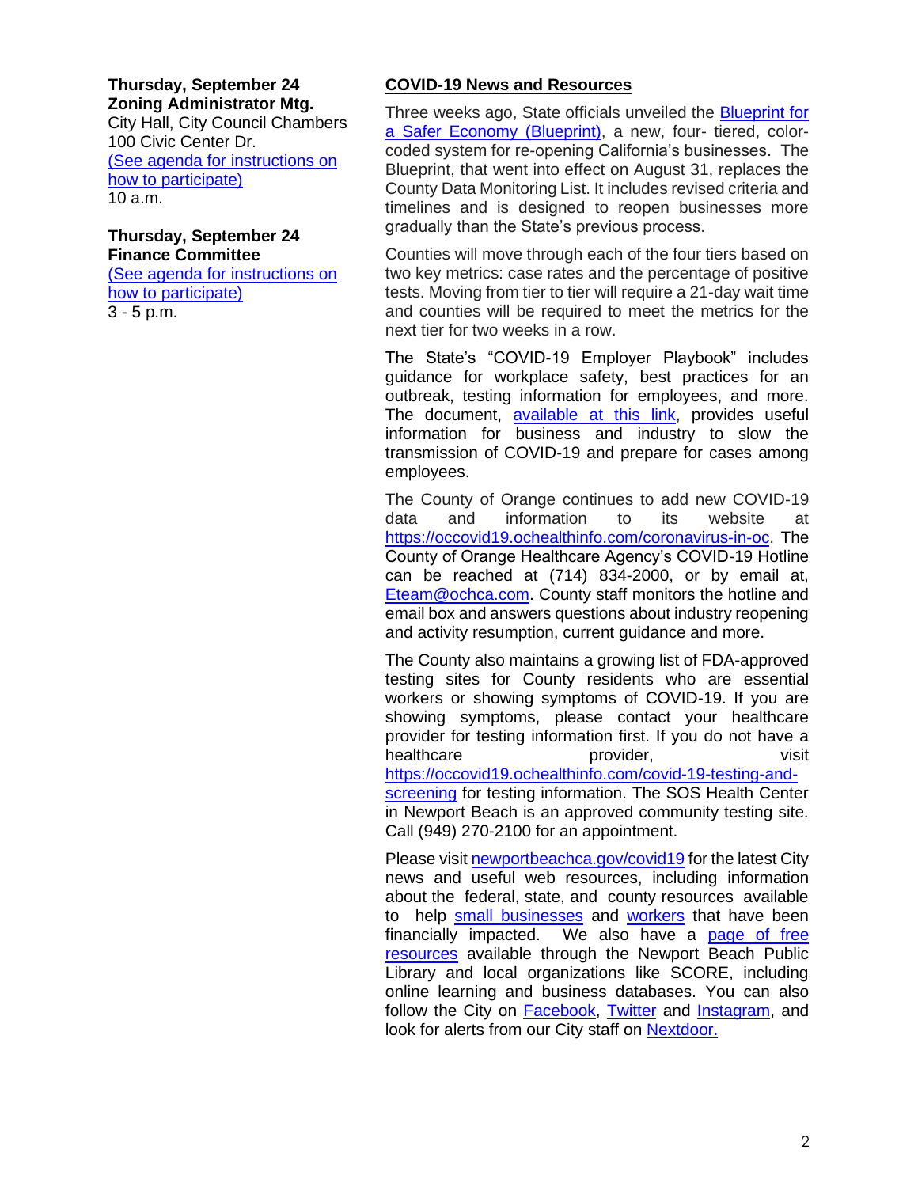**Thursday, September 24**
**Zoning Administrator Mtg.**
City Hall, City Council Chambers
100 Civic Center Dr.
(See agenda for instructions on how to participate)
10 a.m.

**Thursday, September 24**
**Finance Committee**
(See agenda for instructions on how to participate)
3 - 5 p.m.

## COVID-19 News and Resources

Three weeks ago, State officials unveiled the Blueprint for a Safer Economy (Blueprint), a new, four- tiered, color-coded system for re-opening California's businesses. The Blueprint, that went into effect on August 31, replaces the County Data Monitoring List. It includes revised criteria and timelines and is designed to reopen businesses more gradually than the State's previous process.

Counties will move through each of the four tiers based on two key metrics: case rates and the percentage of positive tests. Moving from tier to tier will require a 21-day wait time and counties will be required to meet the metrics for the next tier for two weeks in a row.

The State's "COVID-19 Employer Playbook" includes guidance for workplace safety, best practices for an outbreak, testing information for employees, and more. The document, available at this link, provides useful information for business and industry to slow the transmission of COVID-19 and prepare for cases among employees.

The County of Orange continues to add new COVID-19 data and information to its website at https://occovid19.ochealthinfo.com/coronavirus-in-oc. The County of Orange Healthcare Agency's COVID-19 Hotline can be reached at (714) 834-2000, or by email at, Eteam@ochca.com. County staff monitors the hotline and email box and answers questions about industry reopening and activity resumption, current guidance and more.

The County also maintains a growing list of FDA-approved testing sites for County residents who are essential workers or showing symptoms of COVID-19. If you are showing symptoms, please contact your healthcare provider for testing information first. If you do not have a healthcare provider, visit https://occovid19.ochealthinfo.com/covid-19-testing-and-screening for testing information. The SOS Health Center in Newport Beach is an approved community testing site. Call (949) 270-2100 for an appointment.

Please visit newportbeachca.gov/covid19 for the latest City news and useful web resources, including information about the federal, state, and county resources available to help small businesses and workers that have been financially impacted. We also have a page of free resources available through the Newport Beach Public Library and local organizations like SCORE, including online learning and business databases. You can also follow the City on Facebook, Twitter and Instagram, and look for alerts from our City staff on Nextdoor.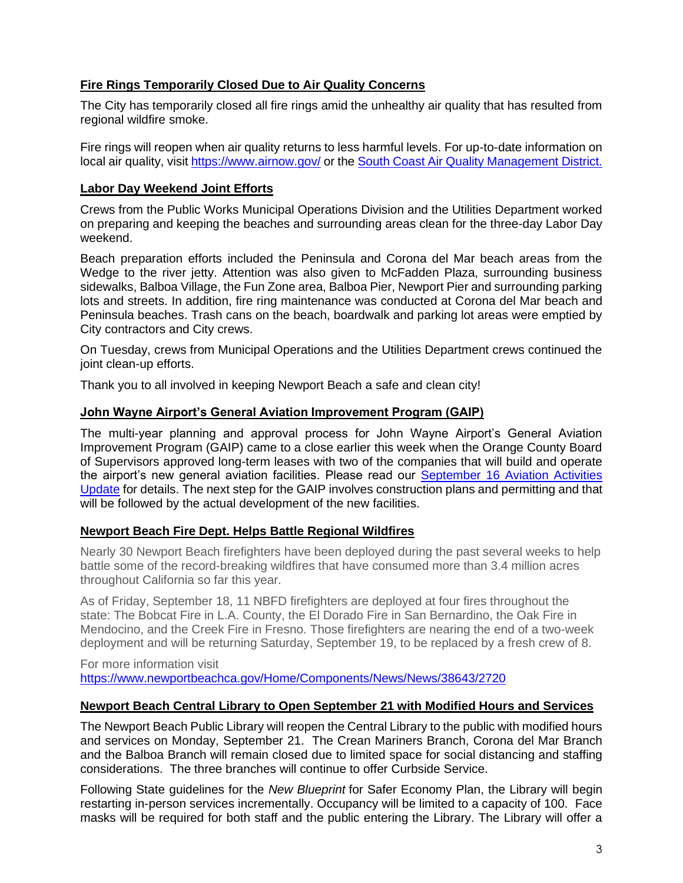## Fire Rings Temporarily Closed Due to Air Quality Concerns

The City has temporarily closed all fire rings amid the unhealthy air quality that has resulted from regional wildfire smoke.

Fire rings will reopen when air quality returns to less harmful levels. For up-to-date information on local air quality, visit [https://www.airnow.gov/](https://www.airnow.gov/) or the South Coast Air Quality Management District.

## Labor Day Weekend Joint Efforts

Crews from the Public Works Municipal Operations Division and the Utilities Department worked on preparing and keeping the beaches and surrounding areas clean for the three-day Labor Day weekend.

Beach preparation efforts included the Peninsula and Corona del Mar beach areas from the Wedge to the river jetty. Attention was also given to McFadden Plaza, surrounding business sidewalks, Balboa Village, the Fun Zone area, Balboa Pier, Newport Pier and surrounding parking lots and streets. In addition, fire ring maintenance was conducted at Corona del Mar beach and Peninsula beaches. Trash cans on the beach, boardwalk and parking lot areas were emptied by City contractors and City crews.

On Tuesday, crews from Municipal Operations and the Utilities Department crews continued the joint clean-up efforts.

Thank you to all involved in keeping Newport Beach a safe and clean city!

## John Wayne Airport's General Aviation Improvement Program (GAIP)

The multi-year planning and approval process for John Wayne Airport's General Aviation Improvement Program (GAIP) came to a close earlier this week when the Orange County Board of Supervisors approved long-term leases with two of the companies that will build and operate the airport's new general aviation facilities. Please read our September 16 Aviation Activities Update for details. The next step for the GAIP involves construction plans and permitting and that will be followed by the actual development of the new facilities.

## Newport Beach Fire Dept. Helps Battle Regional Wildfires

Nearly 30 Newport Beach firefighters have been deployed during the past several weeks to help battle some of the record-breaking wildfires that have consumed more than 3.4 million acres throughout California so far this year.

As of Friday, September 18, 11 NBFD firefighters are deployed at four fires throughout the state: The Bobcat Fire in L.A. County, the El Dorado Fire in San Bernardino, the Oak Fire in Mendocino, and the Creek Fire in Fresno. Those firefighters are nearing the end of a two-week deployment and will be returning Saturday, September 19, to be replaced by a fresh crew of 8.

For more information visit
[https://www.newportbeachca.gov/Home/Components/News/News/38643/2720](https://www.newportbeachca.gov/Home/Components/News/News/38643/2720)

## Newport Beach Central Library to Open September 21 with Modified Hours and Services

The Newport Beach Public Library will reopen the Central Library to the public with modified hours and services on Monday, September 21. The Crean Mariners Branch, Corona del Mar Branch and the Balboa Branch will remain closed due to limited space for social distancing and staffing considerations. The three branches will continue to offer Curbside Service.

Following State guidelines for the *New Blueprint* for Safer Economy Plan, the Library will begin restarting in-person services incrementally. Occupancy will be limited to a capacity of 100. Face masks will be required for both staff and the public entering the Library. The Library will offer a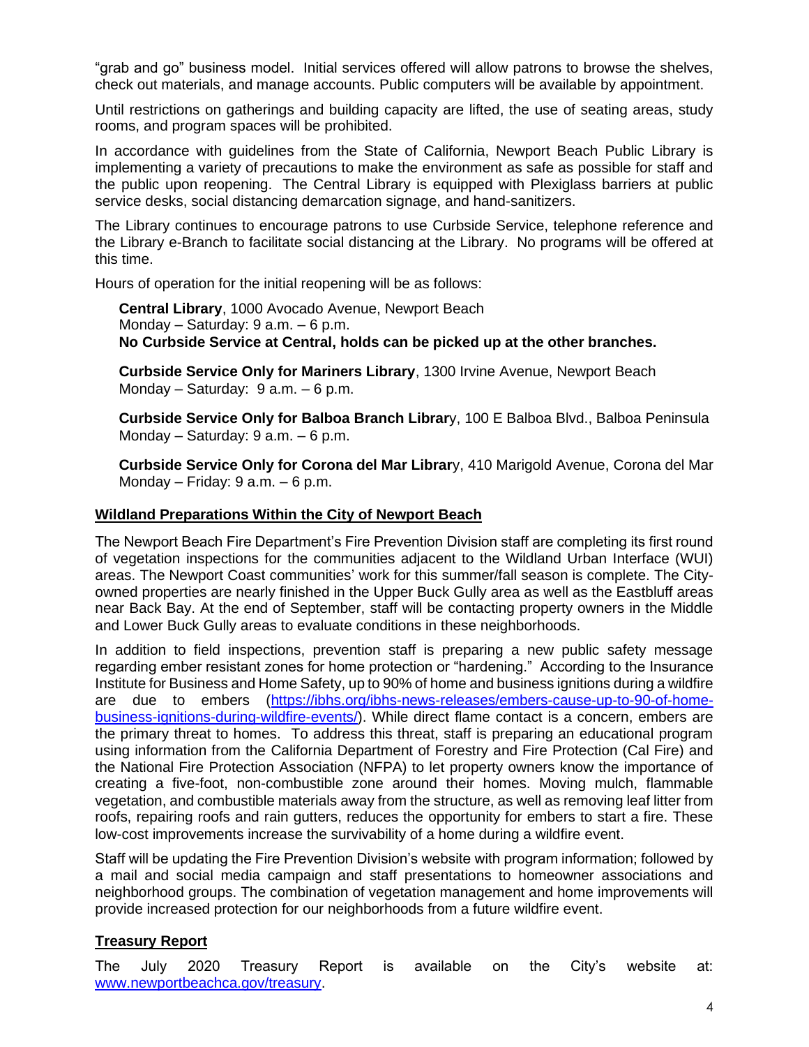"grab and go" business model. Initial services offered will allow patrons to browse the shelves, check out materials, and manage accounts. Public computers will be available by appointment.

Until restrictions on gatherings and building capacity are lifted, the use of seating areas, study rooms, and program spaces will be prohibited.

In accordance with guidelines from the State of California, Newport Beach Public Library is implementing a variety of precautions to make the environment as safe as possible for staff and the public upon reopening. The Central Library is equipped with Plexiglass barriers at public service desks, social distancing demarcation signage, and hand-sanitizers.

The Library continues to encourage patrons to use Curbside Service, telephone reference and the Library e-Branch to facilitate social distancing at the Library. No programs will be offered at this time.

Hours of operation for the initial reopening will be as follows:

**Central Library**, 1000 Avocado Avenue, Newport Beach
Monday – Saturday: 9 a.m. – 6 p.m.
**No Curbside Service at Central, holds can be picked up at the other branches.**

**Curbside Service Only for Mariners Library**, 1300 Irvine Avenue, Newport Beach
Monday – Saturday: 9 a.m. – 6 p.m.

**Curbside Service Only for Balboa Branch Library**, 100 E Balboa Blvd., Balboa Peninsula
Monday – Saturday: 9 a.m. – 6 p.m.

**Curbside Service Only for Corona del Mar Library**, 410 Marigold Avenue, Corona del Mar
Monday – Friday: 9 a.m. – 6 p.m.

## Wildland Preparations Within the City of Newport Beach

The Newport Beach Fire Department's Fire Prevention Division staff are completing its first round of vegetation inspections for the communities adjacent to the Wildland Urban Interface (WUI) areas. The Newport Coast communities' work for this summer/fall season is complete. The City-owned properties are nearly finished in the Upper Buck Gully area as well as the Eastbluff areas near Back Bay. At the end of September, staff will be contacting property owners in the Middle and Lower Buck Gully areas to evaluate conditions in these neighborhoods.

In addition to field inspections, prevention staff is preparing a new public safety message regarding ember resistant zones for home protection or "hardening." According to the Insurance Institute for Business and Home Safety, up to 90% of home and business ignitions during a wildfire are due to embers (https://ibhs.org/ibhs-news-releases/embers-cause-up-to-90-of-home-business-ignitions-during-wildfire-events/). While direct flame contact is a concern, embers are the primary threat to homes. To address this threat, staff is preparing an educational program using information from the California Department of Forestry and Fire Protection (Cal Fire) and the National Fire Protection Association (NFPA) to let property owners know the importance of creating a five-foot, non-combustible zone around their homes. Moving mulch, flammable vegetation, and combustible materials away from the structure, as well as removing leaf litter from roofs, repairing roofs and rain gutters, reduces the opportunity for embers to start a fire. These low-cost improvements increase the survivability of a home during a wildfire event.

Staff will be updating the Fire Prevention Division's website with program information; followed by a mail and social media campaign and staff presentations to homeowner associations and neighborhood groups. The combination of vegetation management and home improvements will provide increased protection for our neighborhoods from a future wildfire event.

## Treasury Report

The July 2020 Treasury Report is available on the City's website at: www.newportbeachca.gov/treasury.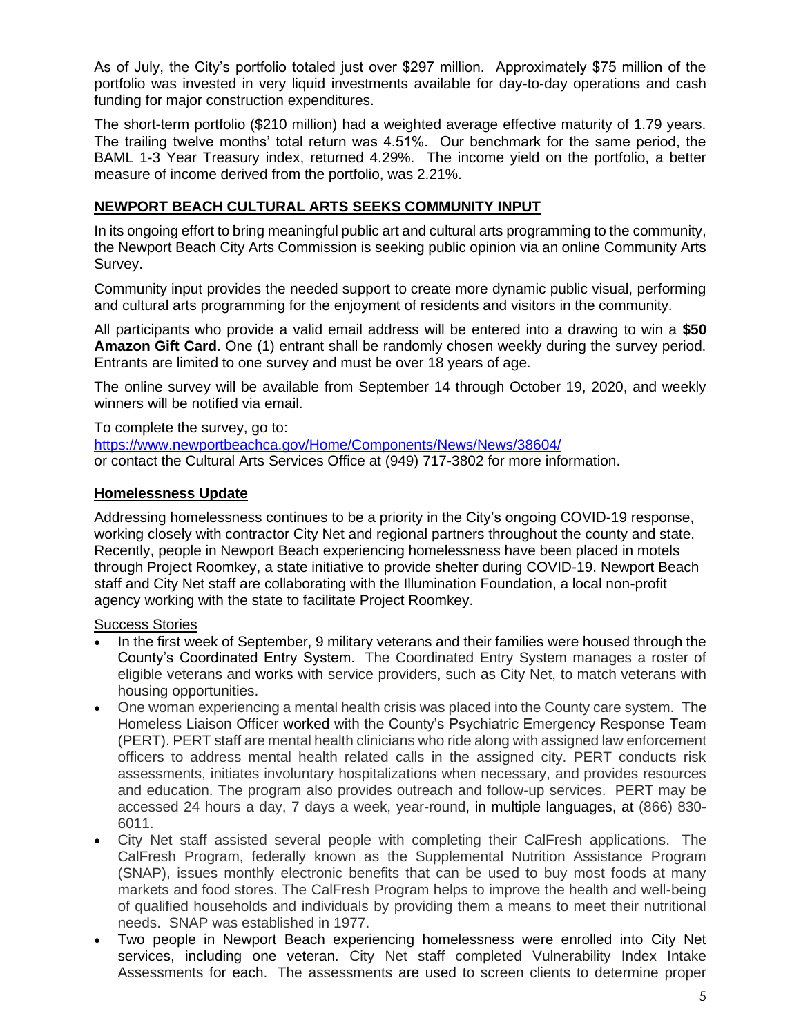As of July, the City's portfolio totaled just over $297 million. Approximately $75 million of the portfolio was invested in very liquid investments available for day-to-day operations and cash funding for major construction expenditures.

The short-term portfolio ($210 million) had a weighted average effective maturity of 1.79 years. The trailing twelve months' total return was 4.51%. Our benchmark for the same period, the BAML 1-3 Year Treasury index, returned 4.29%. The income yield on the portfolio, a better measure of income derived from the portfolio, was 2.21%.

## NEWPORT BEACH CULTURAL ARTS SEEKS COMMUNITY INPUT

In its ongoing effort to bring meaningful public art and cultural arts programming to the community, the Newport Beach City Arts Commission is seeking public opinion via an online Community Arts Survey.

Community input provides the needed support to create more dynamic public visual, performing and cultural arts programming for the enjoyment of residents and visitors in the community.

All participants who provide a valid email address will be entered into a drawing to win a **$50 Amazon Gift Card**. One (1) entrant shall be randomly chosen weekly during the survey period. Entrants are limited to one survey and must be over 18 years of age.

The online survey will be available from September 14 through October 19, 2020, and weekly winners will be notified via email.

To complete the survey, go to:
https://www.newportbeachca.gov/Home/Components/News/News/38604/
or contact the Cultural Arts Services Office at (949) 717-3802 for more information.

## Homelessness Update

Addressing homelessness continues to be a priority in the City's ongoing COVID-19 response, working closely with contractor City Net and regional partners throughout the county and state. Recently, people in Newport Beach experiencing homelessness have been placed in motels through Project Roomkey, a state initiative to provide shelter during COVID-19. Newport Beach staff and City Net staff are collaborating with the Illumination Foundation, a local non-profit agency working with the state to facilitate Project Roomkey.

### Success Stories

- In the first week of September, 9 military veterans and their families were housed through the County's Coordinated Entry System. The Coordinated Entry System manages a roster of eligible veterans and works with service providers, such as City Net, to match veterans with housing opportunities.
- One woman experiencing a mental health crisis was placed into the County care system. The Homeless Liaison Officer worked with the County's Psychiatric Emergency Response Team (PERT). PERT staff are mental health clinicians who ride along with assigned law enforcement officers to address mental health related calls in the assigned city. PERT conducts risk assessments, initiates involuntary hospitalizations when necessary, and provides resources and education. The program also provides outreach and follow-up services. PERT may be accessed 24 hours a day, 7 days a week, year-round, in multiple languages, at (866) 830-6011.
- City Net staff assisted several people with completing their CalFresh applications. The CalFresh Program, federally known as the Supplemental Nutrition Assistance Program (SNAP), issues monthly electronic benefits that can be used to buy most foods at many markets and food stores. The CalFresh Program helps to improve the health and well-being of qualified households and individuals by providing them a means to meet their nutritional needs. SNAP was established in 1977.
- Two people in Newport Beach experiencing homelessness were enrolled into City Net services, including one veteran. City Net staff completed Vulnerability Index Intake Assessments for each. The assessments are used to screen clients to determine proper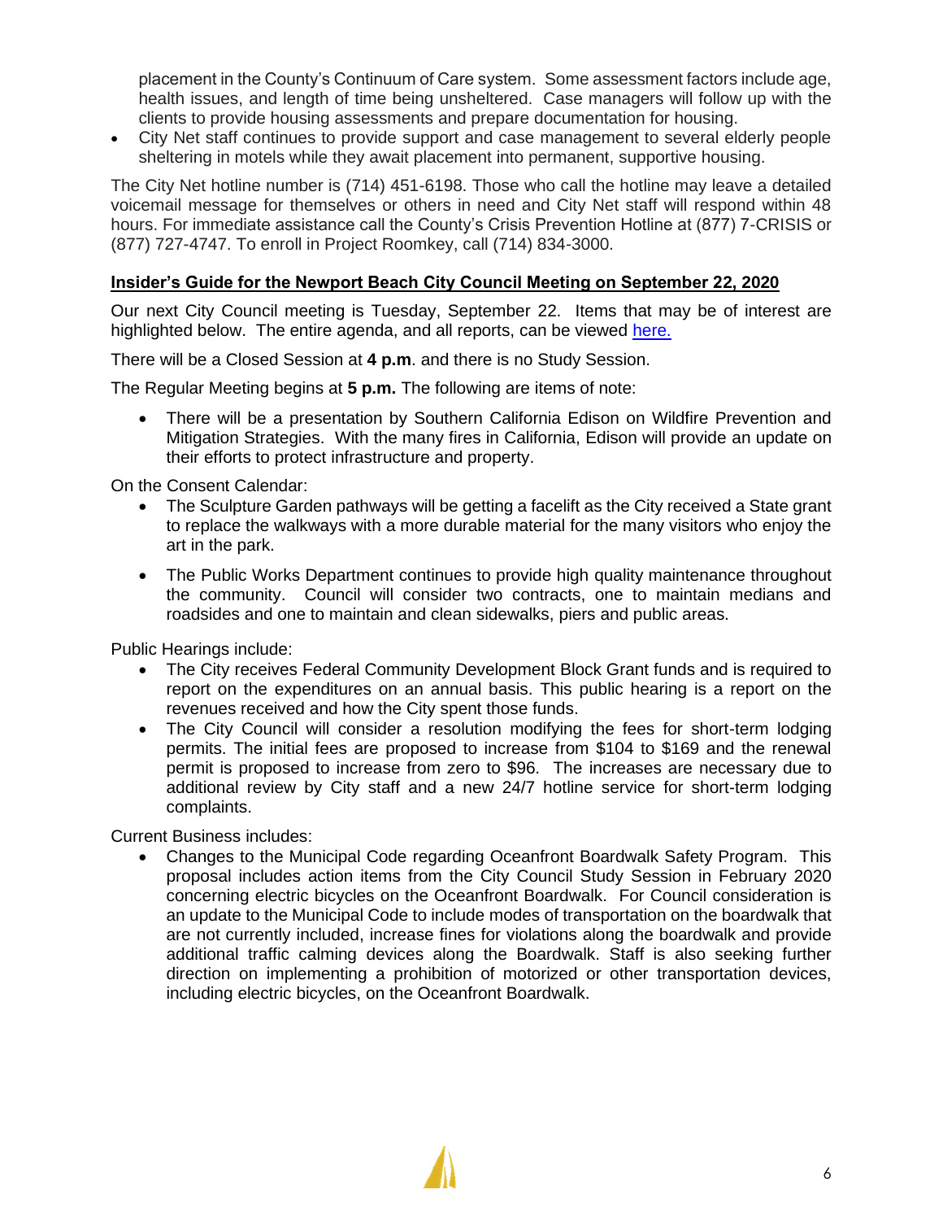placement in the County's Continuum of Care system. Some assessment factors include age, health issues, and length of time being unsheltered. Case managers will follow up with the clients to provide housing assessments and prepare documentation for housing.

- City Net staff continues to provide support and case management to several elderly people sheltering in motels while they await placement into permanent, supportive housing.

The City Net hotline number is (714) 451-6198. Those who call the hotline may leave a detailed voicemail message for themselves or others in need and City Net staff will respond within 48 hours. For immediate assistance call the County's Crisis Prevention Hotline at (877) 7-CRISIS or (877) 727-4747. To enroll in Project Roomkey, call (714) 834-3000.

## Insider's Guide for the Newport Beach City Council Meeting on September 22, 2020

Our next City Council meeting is Tuesday, September 22. Items that may be of interest are highlighted below. The entire agenda, and all reports, can be viewed here.

There will be a Closed Session at **4 p.m**. and there is no Study Session.

The Regular Meeting begins at **5 p.m.** The following are items of note:

- There will be a presentation by Southern California Edison on Wildfire Prevention and Mitigation Strategies. With the many fires in California, Edison will provide an update on their efforts to protect infrastructure and property.

On the Consent Calendar:

- The Sculpture Garden pathways will be getting a facelift as the City received a State grant to replace the walkways with a more durable material for the many visitors who enjoy the art in the park.
- The Public Works Department continues to provide high quality maintenance throughout the community. Council will consider two contracts, one to maintain medians and roadsides and one to maintain and clean sidewalks, piers and public areas.

Public Hearings include:

- The City receives Federal Community Development Block Grant funds and is required to report on the expenditures on an annual basis. This public hearing is a report on the revenues received and how the City spent those funds.
- The City Council will consider a resolution modifying the fees for short-term lodging permits. The initial fees are proposed to increase from $104 to $169 and the renewal permit is proposed to increase from zero to $96. The increases are necessary due to additional review by City staff and a new 24/7 hotline service for short-term lodging complaints.

Current Business includes:

- Changes to the Municipal Code regarding Oceanfront Boardwalk Safety Program. This proposal includes action items from the City Council Study Session in February 2020 concerning electric bicycles on the Oceanfront Boardwalk. For Council consideration is an update to the Municipal Code to include modes of transportation on the boardwalk that are not currently included, increase fines for violations along the boardwalk and provide additional traffic calming devices along the Boardwalk. Staff is also seeking further direction on implementing a prohibition of motorized or other transportation devices, including electric bicycles, on the Oceanfront Boardwalk.